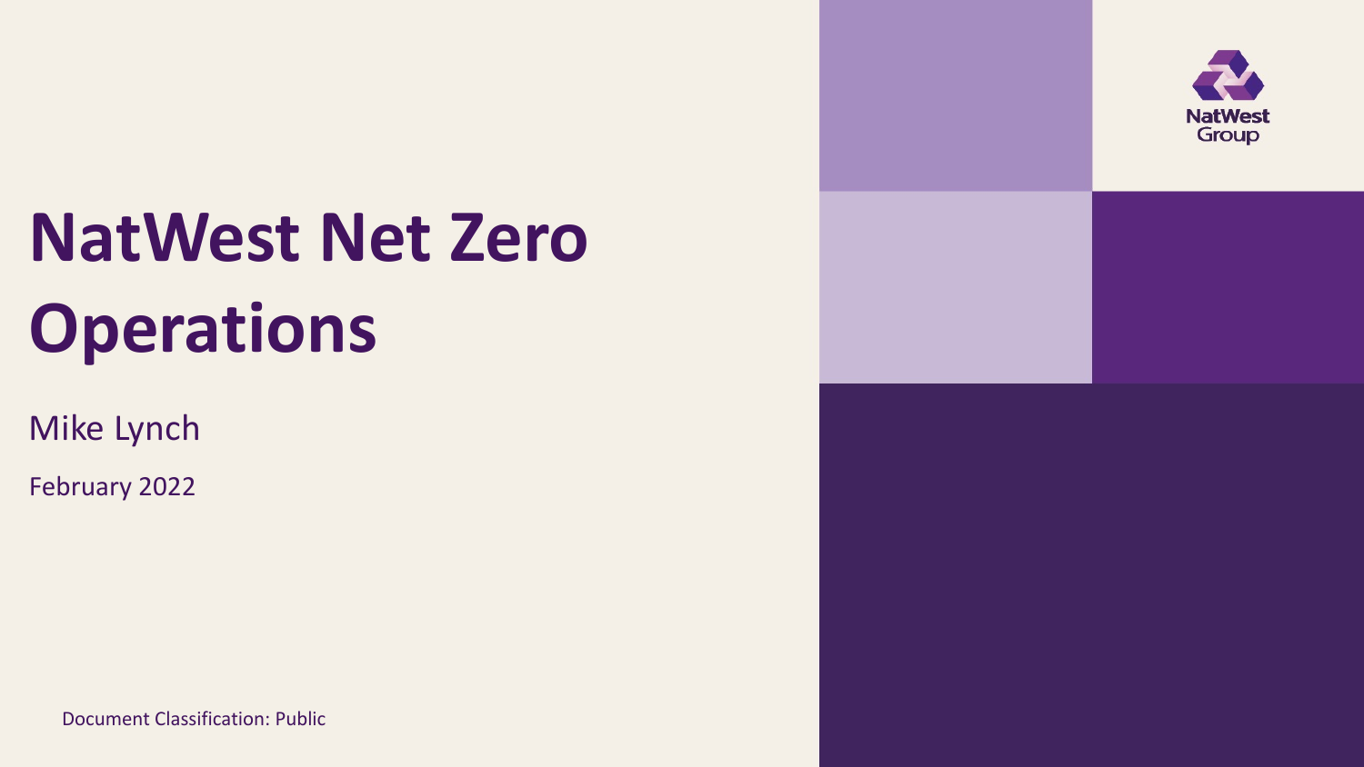# NatWest Net Zero Operations

Mike Lynch

February 2022

Document Classification: Public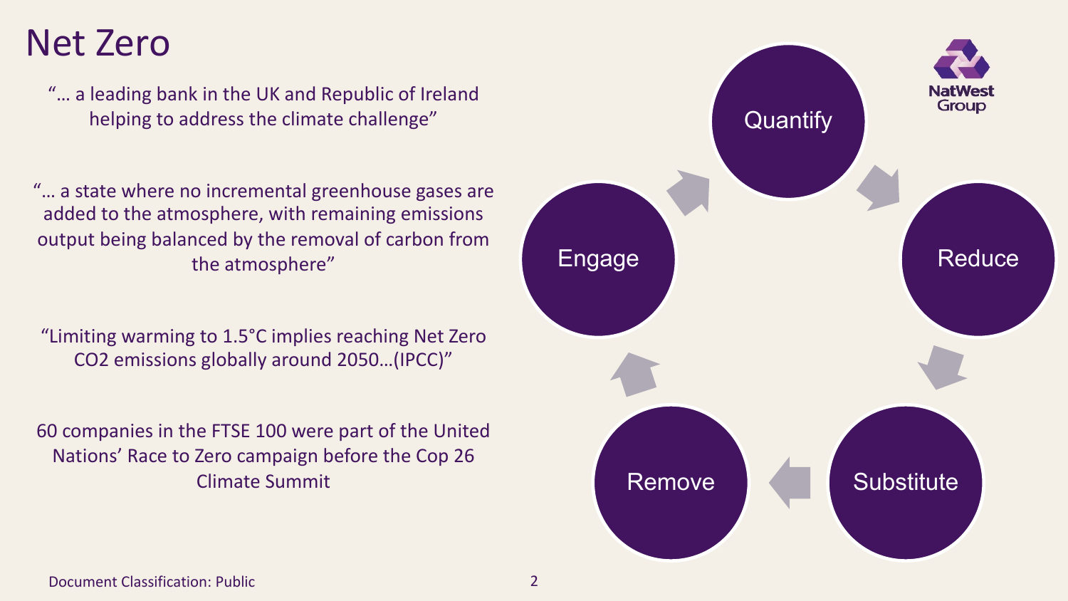# Net Zero

"… a leading bank in the UK and Republic of Ireland helping to address the climate challenge"

"… a state where no incremental greenhouse gases are added to the atmosphere, with remaining emissions output being balanced by the removal of carbon from the atmosphere"

"Limiting warming to 1.5°C implies reaching Net Zero CO2 emissions globally around 2050…(IPCC)"

60 companies in the FTSE 100 were part of the United Nations' Race to Zero campaign before the Cop 26 Climate Summit

Quantify → Reduce → Substitute → Remove → Engage

NatWest Group

Document Classification: Public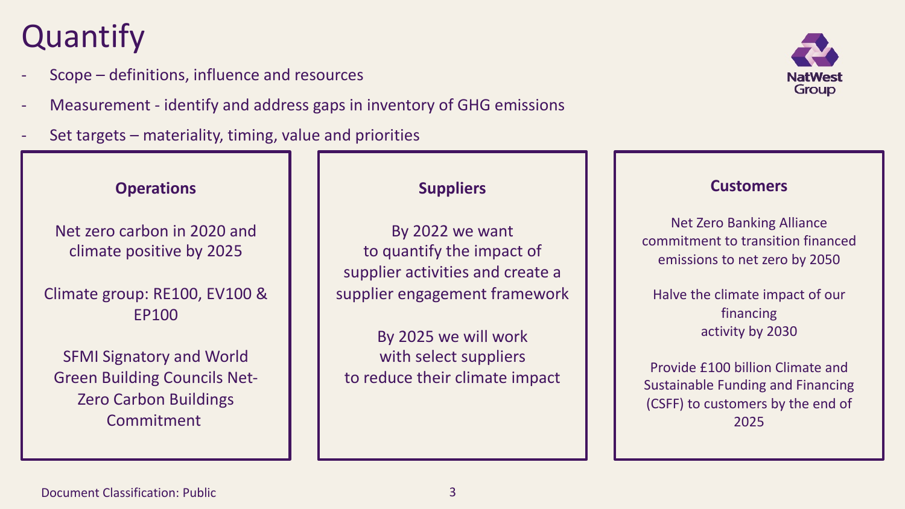# Quantify

- Scope – definitions, influence and resources
- Measurement - identify and address gaps in inventory of GHG emissions
- Set targets – materiality, timing, value and priorities

### Operations

Net zero carbon in 2020 and climate positive by 2025

Climate group: RE100, EV100 & EP100

SFMI Signatory and World Green Building Councils Net-Zero Carbon Buildings Commitment

### Suppliers

By 2022 we want to quantify the impact of supplier activities and create a supplier engagement framework

By 2025 we will work with select suppliers to reduce their climate impact

### Customers

Net Zero Banking Alliance commitment to transition financed emissions to net zero by 2050

Halve the climate impact of our financing activity by 2030

Provide £100 billion Climate and Sustainable Funding and Financing (CSFF) to customers by the end of 2025

Document Classification: Public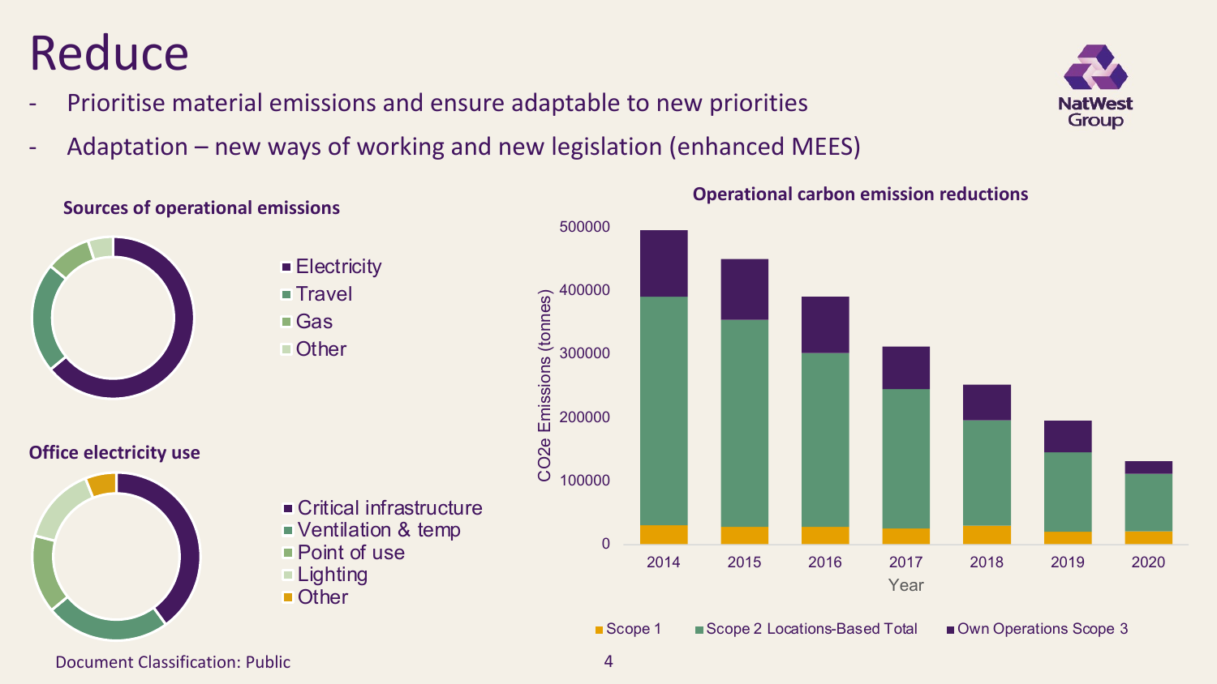# Reduce

- Prioritise material emissions and ensure adaptable to new priorities
- Adaptation – new ways of working and new legislation (enhanced MEES)

**Sources of operational emissions**

- Electricity
- Travel
- Gas
- Other

**Office electricity use**

- Critical infrastructure
- Ventilation & temp
- Point of use
- Lighting
- Other

**Operational carbon emission reductions**

CO2e Emissions (tonnes) by Year: Scope 1, Scope 2 Locations-Based Total, Own Operations Scope 3 (2014–2020)

Document Classification: Public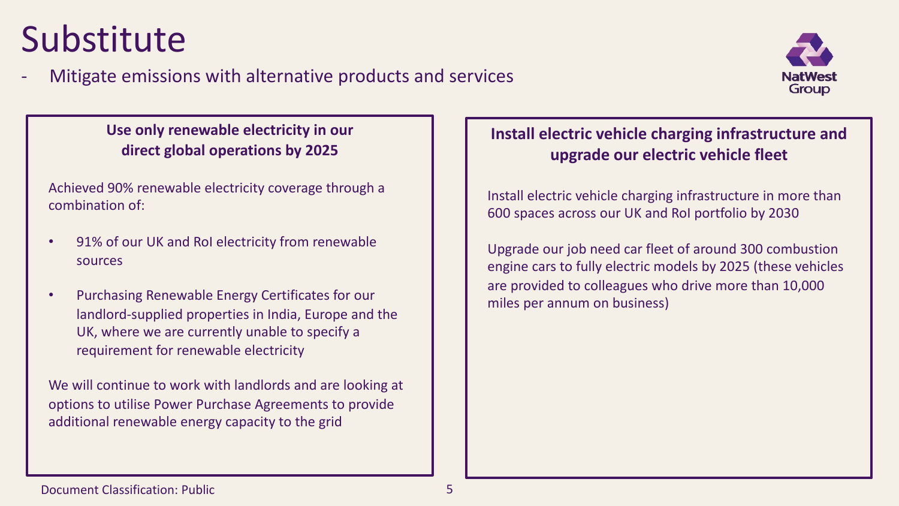# Substitute

- Mitigate emissions with alternative products and services

### Use only renewable electricity in our direct global operations by 2025

Achieved 90% renewable electricity coverage through a combination of:

- 91% of our UK and RoI electricity from renewable sources
- Purchasing Renewable Energy Certificates for our landlord-supplied properties in India, Europe and the UK, where we are currently unable to specify a requirement for renewable electricity

We will continue to work with landlords and are looking at options to utilise Power Purchase Agreements to provide additional renewable energy capacity to the grid

### Install electric vehicle charging infrastructure and upgrade our electric vehicle fleet

Install electric vehicle charging infrastructure in more than 600 spaces across our UK and RoI portfolio by 2030

Upgrade our job need car fleet of around 300 combustion engine cars to fully electric models by 2025 (these vehicles are provided to colleagues who drive more than 10,000 miles per annum on business)

Document Classification: Public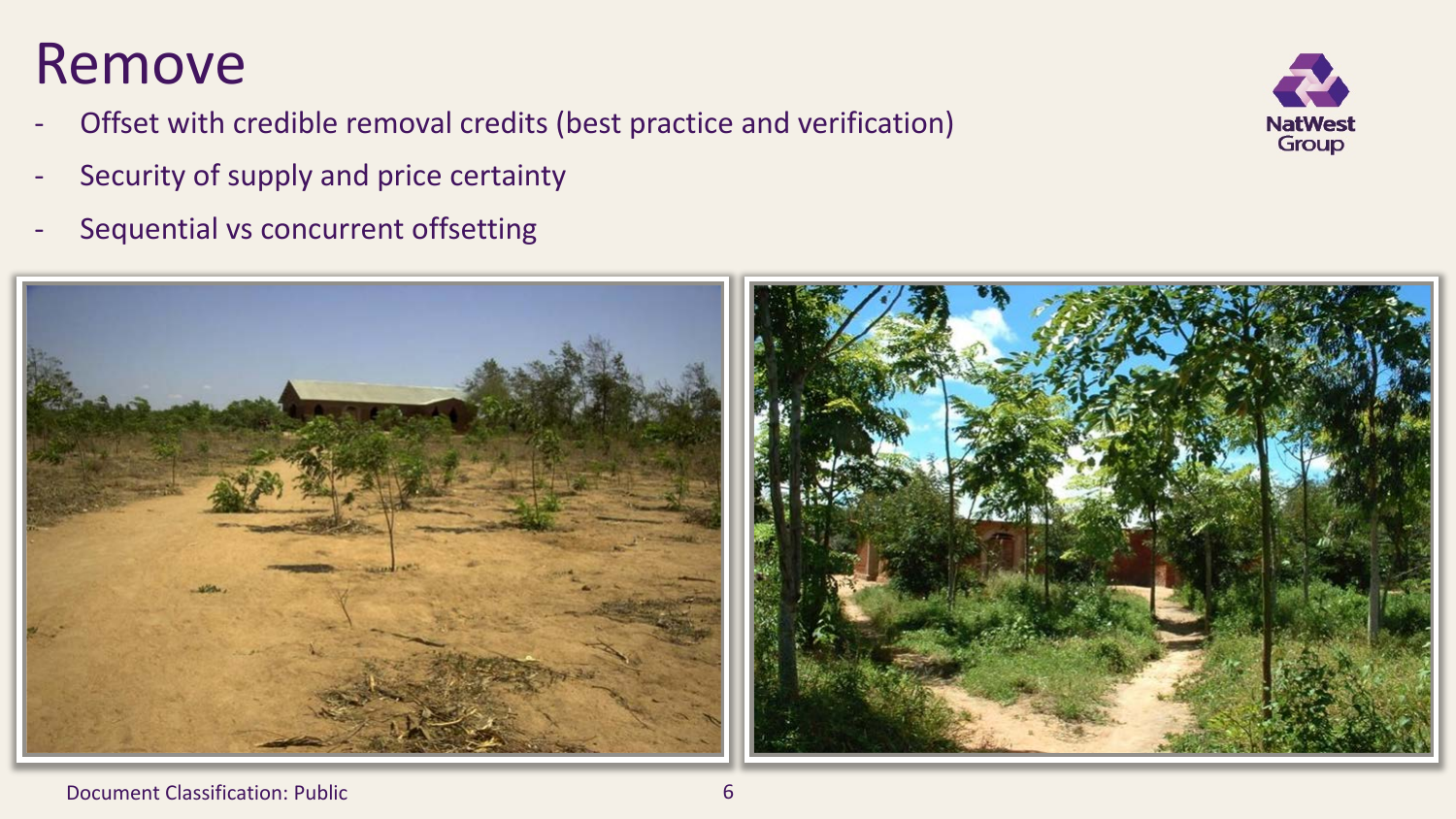# Remove

- Offset with credible removal credits (best practice and verification)
- Security of supply and price certainty
- Sequential vs concurrent offsetting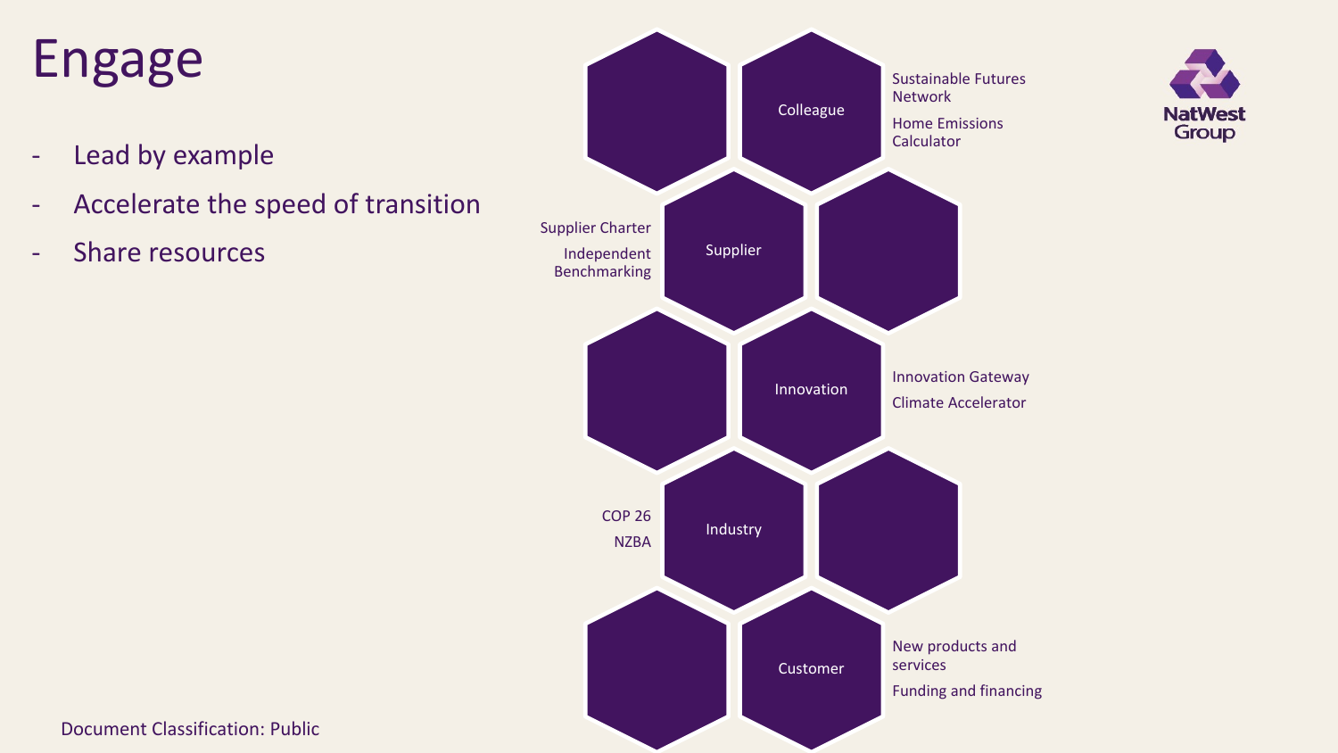# Engage

- Lead by example
- Accelerate the speed of transition
- Share resources

**Colleague**
- Sustainable Futures Network
- Home Emissions Calculator

**Supplier**
- Supplier Charter
- Independent Benchmarking

**Innovation**
- Innovation Gateway
- Climate Accelerator

**Industry**
- COP 26
- NZBA

**Customer**
- New products and services
- Funding and financing

Document Classification: Public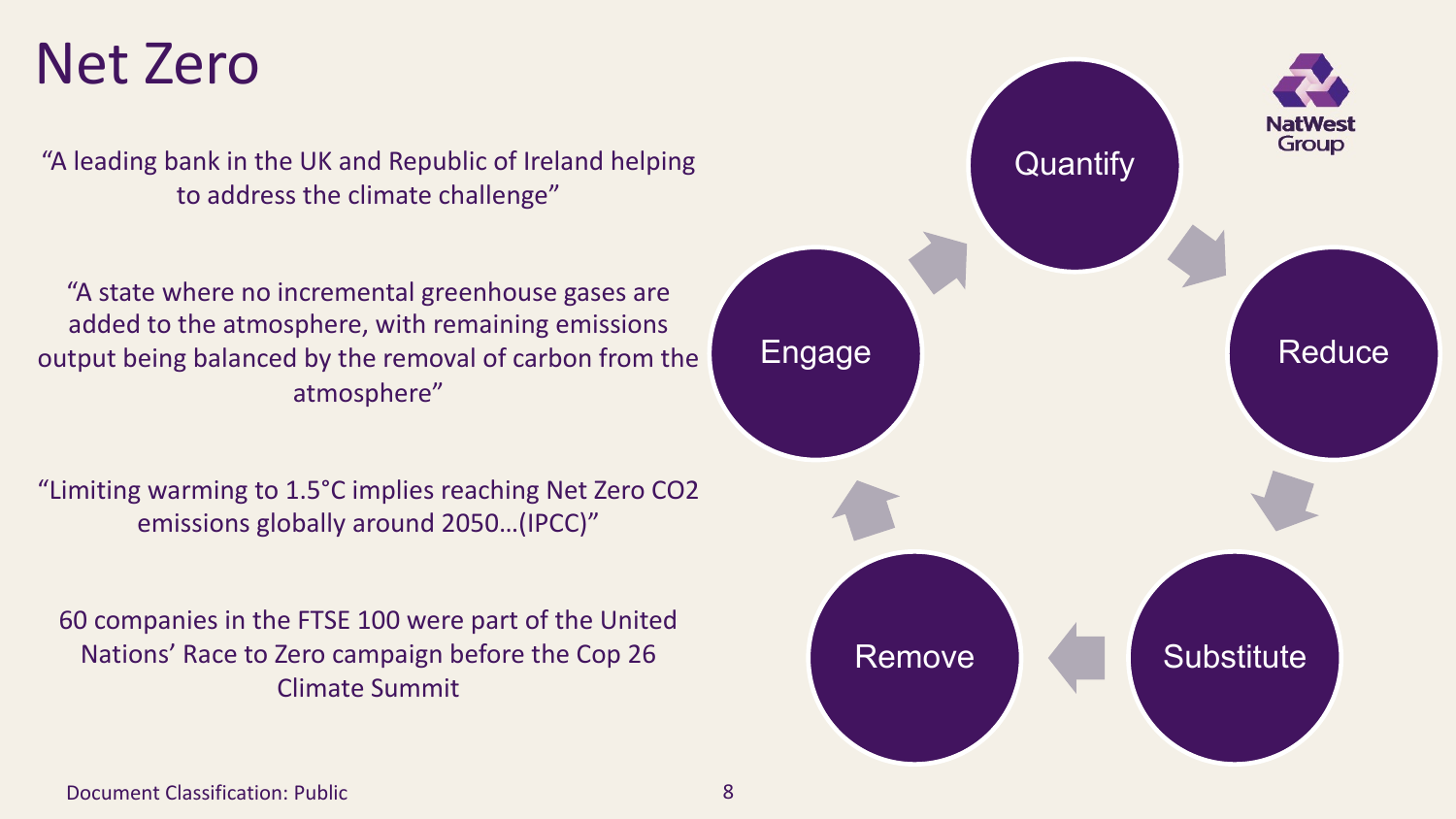# Net Zero

"A leading bank in the UK and Republic of Ireland helping to address the climate challenge"

"A state where no incremental greenhouse gases are added to the atmosphere, with remaining emissions output being balanced by the removal of carbon from the atmosphere"

"Limiting warming to 1.5°C implies reaching Net Zero CO2 emissions globally around 2050…(IPCC)"

60 companies in the FTSE 100 were part of the United Nations' Race to Zero campaign before the Cop 26 Climate Summit

Quantify

Reduce

Substitute

Remove

Engage

NatWest Group

Document Classification: Public